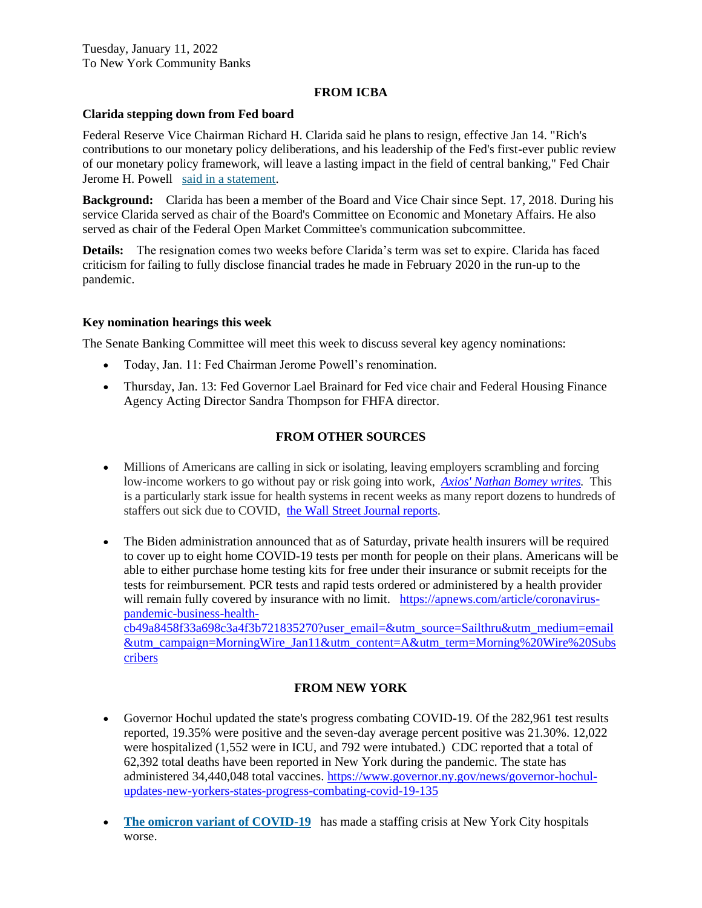Tuesday, January 11, 2022
To New York Community Banks

## FROM ICBA

### Clarida stepping down from Fed board

Federal Reserve Vice Chairman Richard H. Clarida said he plans to resign, effective Jan 14. "Rich's contributions to our monetary policy deliberations, and his leadership of the Fed's first-ever public review of our monetary policy framework, will leave a lasting impact in the field of central banking," Fed Chair Jerome H. Powell said in a statement.

**Background:** Clarida has been a member of the Board and Vice Chair since Sept. 17, 2018. During his service Clarida served as chair of the Board's Committee on Economic and Monetary Affairs. He also served as chair of the Federal Open Market Committee's communication subcommittee.

**Details:** The resignation comes two weeks before Clarida's term was set to expire. Clarida has faced criticism for failing to fully disclose financial trades he made in February 2020 in the run-up to the pandemic.

### Key nomination hearings this week

The Senate Banking Committee will meet this week to discuss several key agency nominations:

- Today, Jan. 11: Fed Chairman Jerome Powell's renomination.
- Thursday, Jan. 13: Fed Governor Lael Brainard for Fed vice chair and Federal Housing Finance Agency Acting Director Sandra Thompson for FHFA director.

## FROM OTHER SOURCES

- Millions of Americans are calling in sick or isolating, leaving employers scrambling and forcing low-income workers to go without pay or risk going into work, *Axios' Nathan Bomey writes.* This is a particularly stark issue for health systems in recent weeks as many report dozens to hundreds of staffers out sick due to COVID, the Wall Street Journal reports.
- The Biden administration announced that as of Saturday, private health insurers will be required to cover up to eight home COVID-19 tests per month for people on their plans. Americans will be able to either purchase home testing kits for free under their insurance or submit receipts for the tests for reimbursement. PCR tests and rapid tests ordered or administered by a health provider will remain fully covered by insurance with no limit. https://apnews.com/article/coronavirus-pandemic-business-health-cb49a8458f33a698c3a4f3b721835270?user_email=&utm_source=Sailthru&utm_medium=email&utm_campaign=MorningWire_Jan11&utm_content=A&utm_term=Morning%20Wire%20Subscribers

## FROM NEW YORK

- Governor Hochul updated the state's progress combating COVID-19. Of the 282,961 test results reported, 19.35% were positive and the seven-day average percent positive was 21.30%. 12,022 were hospitalized (1,552 were in ICU, and 792 were intubated.) CDC reported that a total of 62,392 total deaths have been reported in New York during the pandemic. The state has administered 34,440,048 total vaccines. https://www.governor.ny.gov/news/governor-hochul-updates-new-yorkers-states-progress-combating-covid-19-135
- **The omicron variant of COVID-19** has made a staffing crisis at New York City hospitals worse.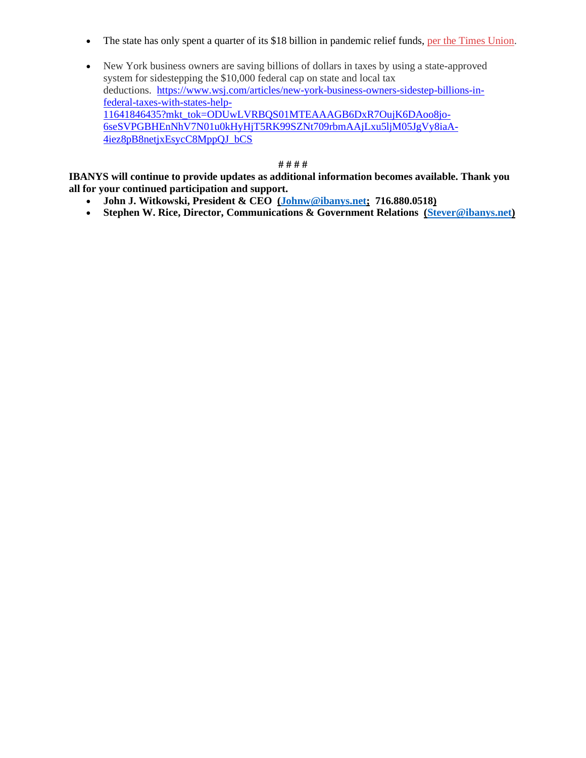- The state has only spent a quarter of its $18 billion in pandemic relief funds, [per the Times Union](#).

- New York business owners are saving billions of dollars in taxes by using a state-approved system for sidestepping the $10,000 federal cap on state and local tax deductions. [https://www.wsj.com/articles/new-york-business-owners-sidestep-billions-in-federal-taxes-with-states-help-11641846435?mkt_tok=ODUwLVRBQS01MTEAAAGB6DxR7OujK6DAoo8jo-6seSVPGBHEnNhV7N01u0kHyHjT5RK99SZNt709rbmAAjLxu5ljM05JgVy8iaA-4iez8pB8netjxEsycC8MppQJ_bCS](https://www.wsj.com/articles/new-york-business-owners-sidestep-billions-in-federal-taxes-with-states-help-11641846435?mkt_tok=ODUwLVRBQS01MTEAAAGB6DxR7OujK6DAoo8jo-6seSVPGBHEnNhV7N01u0kHyHjT5RK99SZNt709rbmAAjLxu5ljM05JgVy8iaA-4iez8pB8netjxEsycC8MppQJ_bCS)

# # # #

**IBANYS will continue to provide updates as additional information becomes available. Thank you all for your continued participation and support.**

- **John J. Witkowski, President & CEO (Johnw@ibanys.net; 716.880.0518)**
- **Stephen W. Rice, Director, Communications & Government Relations (Stever@ibanys.net)**